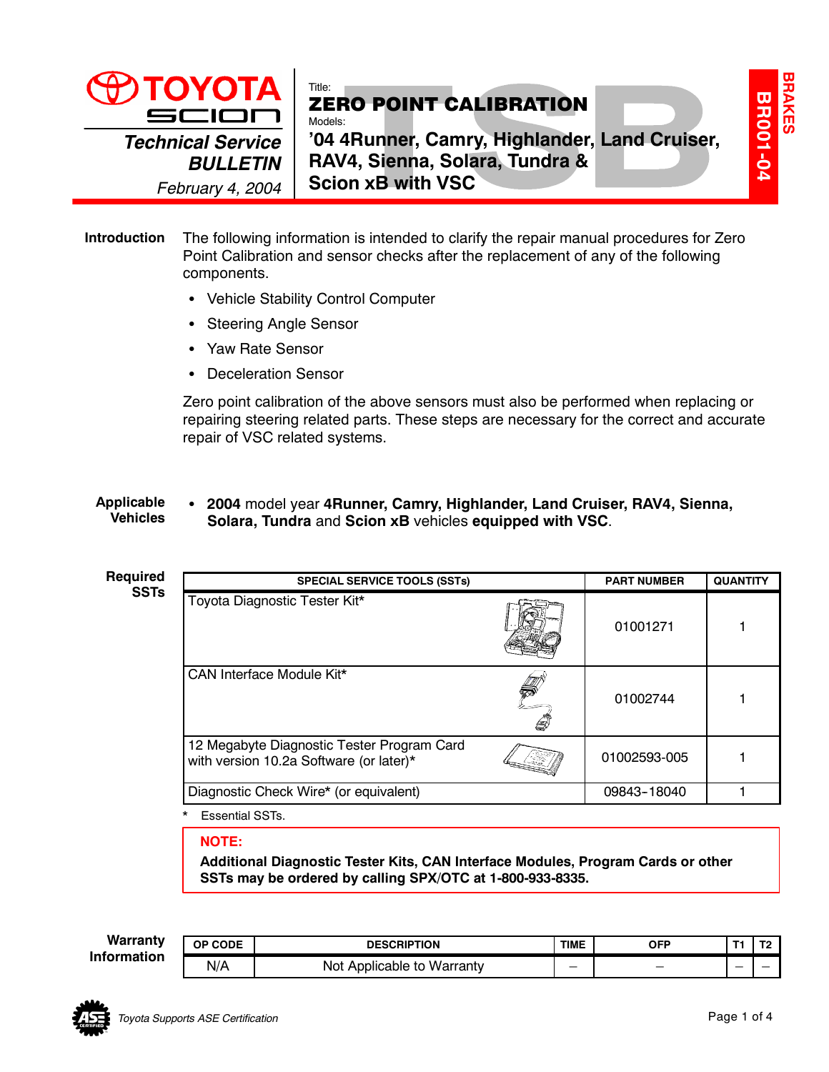**TOYOTA**
**SCION**

***Technical Service BULLETIN***

*February 4, 2004*

Title:

# ZERO POINT CALIBRATION

Models:

**'04 4Runner, Camry, Highlander, Land Cruiser, RAV4, Sienna, Solara, Tundra & Scion xB with VSC**

**BRAKES**

**BR001-04**

## Introduction

The following information is intended to clarify the repair manual procedures for Zero Point Calibration and sensor checks after the replacement of any of the following components.

- Vehicle Stability Control Computer
- Steering Angle Sensor
- Yaw Rate Sensor
- Deceleration Sensor

Zero point calibration of the above sensors must also be performed when replacing or repairing steering related parts. These steps are necessary for the correct and accurate repair of VSC related systems.

## Applicable Vehicles

- **2004** model year **4Runner, Camry, Highlander, Land Cruiser, RAV4, Sienna, Solara, Tundra** and **Scion xB** vehicles **equipped with VSC**.

## Required SSTs

| SPECIAL SERVICE TOOLS (SSTs) | PART NUMBER | QUANTITY |
|---|---|---|
| Toyota Diagnostic Tester Kit* | 01001271 | 1 |
| CAN Interface Module Kit* | 01002744 | 1 |
| 12 Megabyte Diagnostic Tester Program Card with version 10.2a Software (or later)* | 01002593-005 | 1 |
| Diagnostic Check Wire* (or equivalent) | 09843-18040 | 1 |

\* Essential SSTs.

> **NOTE:**
> **Additional Diagnostic Tester Kits, CAN Interface Modules, Program Cards or other SSTs may be ordered by calling SPX/OTC at 1-800-933-8335.**

## Warranty Information

| OP CODE | DESCRIPTION | TIME | OFP | T1 | T2 |
|---|---|---|---|---|---|
| N/A | Not Applicable to Warranty | – | – | – | – |

*Toyota Supports ASE Certification*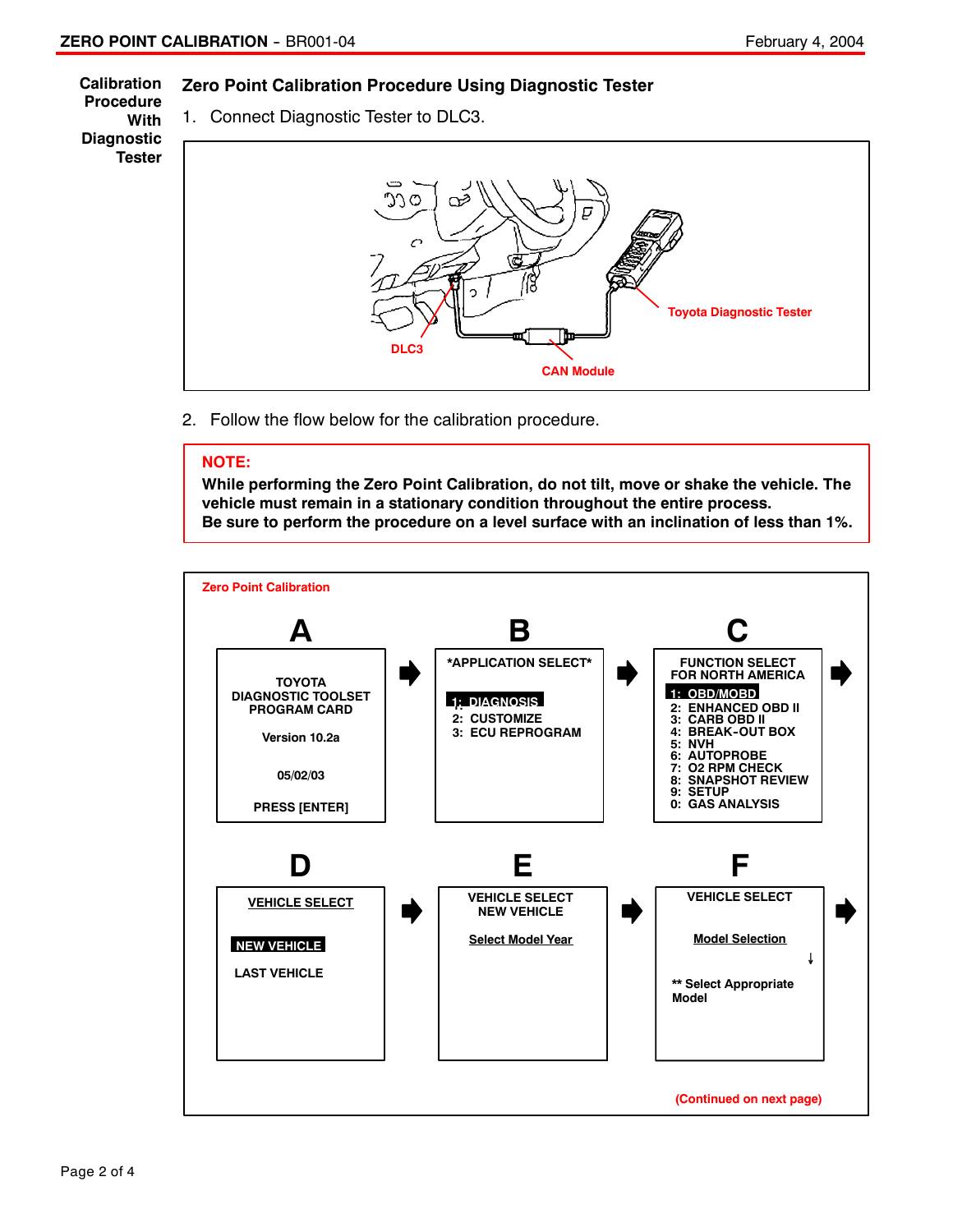**Calibration Procedure With Diagnostic Tester**

## Zero Point Calibration Procedure Using Diagnostic Tester

1. Connect Diagnostic Tester to DLC3.

Toyota Diagnostic Tester

DLC3

CAN Module

2. Follow the flow below for the calibration procedure.

> **NOTE:**
> **While performing the Zero Point Calibration, do not tilt, move or shake the vehicle. The vehicle must remain in a stationary condition throughout the entire process.**
> **Be sure to perform the procedure on a level surface with an inclination of less than 1%.**

**Zero Point Calibration**

**A**

TOYOTA
DIAGNOSTIC TOOLSET
PROGRAM CARD

Version 10.2a

05/02/03

PRESS [ENTER]

**B**

*APPLICATION SELECT*

1: DIAGNOSIS
2: CUSTOMIZE
3: ECU REPROGRAM

**C**

FUNCTION SELECT
FOR NORTH AMERICA

1: OBD/MOBD
2: ENHANCED OBD II
3: CARB OBD II
4: BREAK-OUT BOX
5: NVH
6: AUTOPROBE
7: O2 RPM CHECK
8: SNAPSHOT REVIEW
9: SETUP
0: GAS ANALYSIS

**D**

VEHICLE SELECT

NEW VEHICLE

LAST VEHICLE

**E**

VEHICLE SELECT
NEW VEHICLE

Select Model Year

**F**

VEHICLE SELECT

Model Selection
↓
** Select Appropriate Model

(Continued on next page)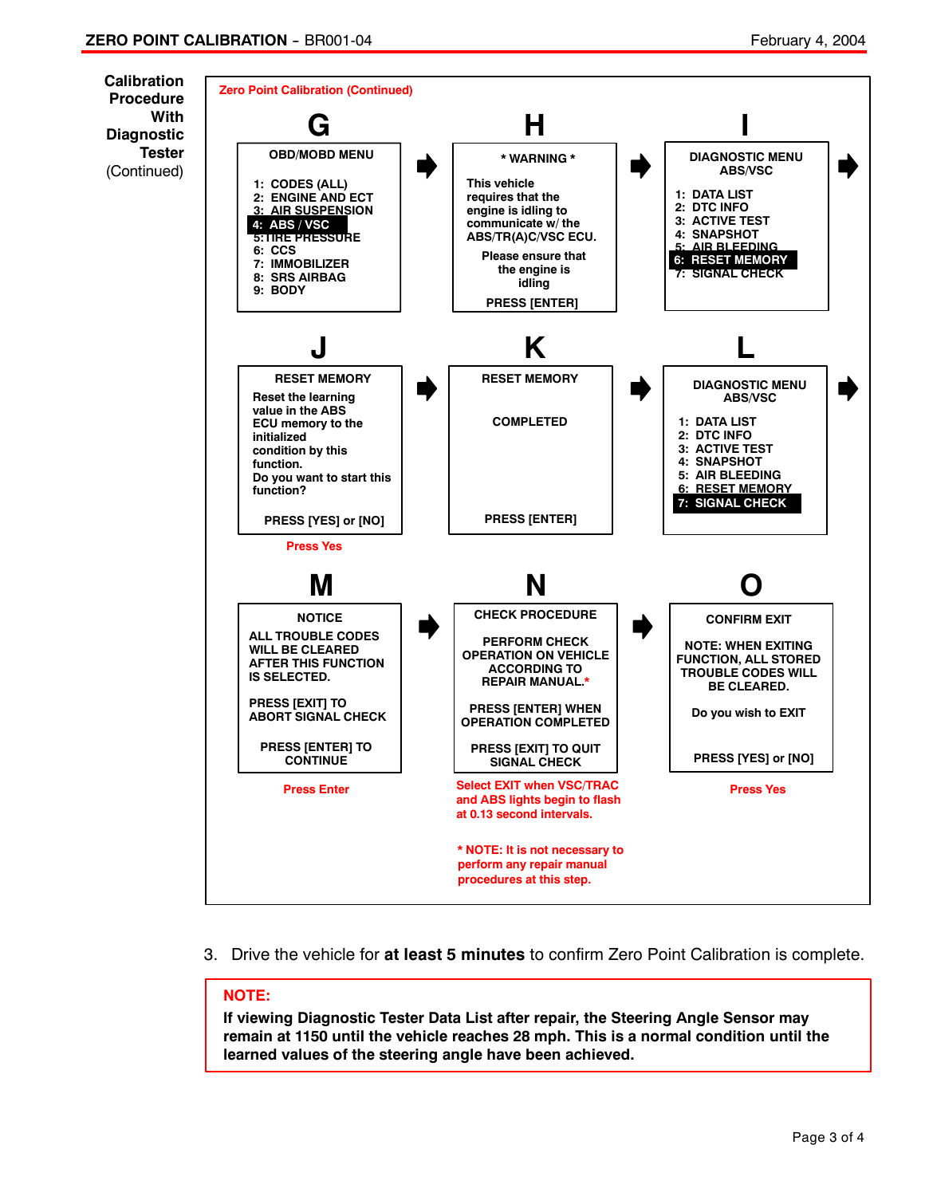**Calibration Procedure With Diagnostic Tester** (Continued)

**Zero Point Calibration (Continued)**

**G**

OBD/MOBD MENU

1: CODES (ALL)
2: ENGINE AND ECT
3: AIR SUSPENSION
**4: ABS / VSC**
5: TIRE PRESSURE
6: CCS
7: IMMOBILIZER
8: SRS AIRBAG
9: BODY

➡

**H**

\* WARNING \*

This vehicle requires that the engine is idling to communicate w/ the ABS/TR(A)C/VSC ECU.

Please ensure that the engine is idling

PRESS [ENTER]

➡

**I**

DIAGNOSTIC MENU ABS/VSC

1: DATA LIST
2: DTC INFO
3: ACTIVE TEST
4: SNAPSHOT
5: AIR BLEEDING
**6: RESET MEMORY**
7: SIGNAL CHECK

➡

**J**

RESET MEMORY

Reset the learning value in the ABS ECU memory to the initialized condition by this function.
Do you want to start this function?

PRESS [YES] or [NO]

Press Yes

➡

**K**

RESET MEMORY

COMPLETED

PRESS [ENTER]

➡

**L**

DIAGNOSTIC MENU ABS/VSC

1: DATA LIST
2: DTC INFO
3: ACTIVE TEST
4: SNAPSHOT
5: AIR BLEEDING
6: RESET MEMORY
**7: SIGNAL CHECK**

➡

**M**

NOTICE

ALL TROUBLE CODES WILL BE CLEARED AFTER THIS FUNCTION IS SELECTED.

PRESS [EXIT] TO ABORT SIGNAL CHECK

PRESS [ENTER] TO CONTINUE

Press Enter

➡

**N**

CHECK PROCEDURE

PERFORM CHECK OPERATION ON VEHICLE ACCORDING TO REPAIR MANUAL.*

PRESS [ENTER] WHEN OPERATION COMPLETED

PRESS [EXIT] TO QUIT SIGNAL CHECK

Select EXIT when VSC/TRAC and ABS lights begin to flash at 0.13 second intervals.

\* NOTE: It is not necessary to perform any repair manual procedures at this step.

➡

**O**

CONFIRM EXIT

NOTE: WHEN EXITING FUNCTION, ALL STORED TROUBLE CODES WILL BE CLEARED.

Do you wish to EXIT

PRESS [YES] or [NO]

Press Yes

3. Drive the vehicle for **at least 5 minutes** to confirm Zero Point Calibration is complete.

**NOTE:**
**If viewing Diagnostic Tester Data List after repair, the Steering Angle Sensor may remain at 1150 until the vehicle reaches 28 mph. This is a normal condition until the learned values of the steering angle have been achieved.**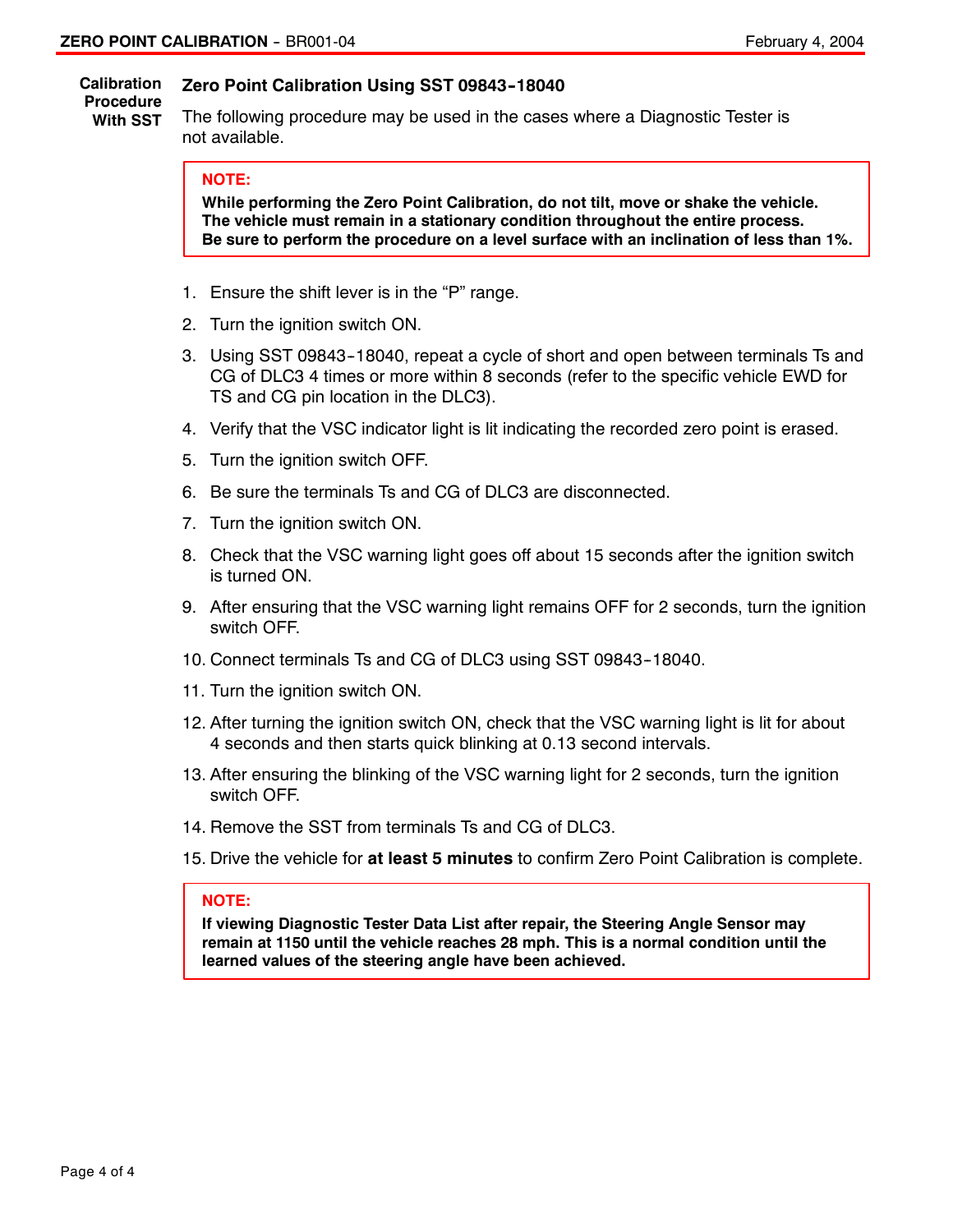**Calibration Procedure With SST**

## Zero Point Calibration Using SST 09843-18040

The following procedure may be used in the cases where a Diagnostic Tester is not available.

> **NOTE:**
> **While performing the Zero Point Calibration, do not tilt, move or shake the vehicle. The vehicle must remain in a stationary condition throughout the entire process. Be sure to perform the procedure on a level surface with an inclination of less than 1%.**

1. Ensure the shift lever is in the "P" range.
2. Turn the ignition switch ON.
3. Using SST 09843-18040, repeat a cycle of short and open between terminals Ts and CG of DLC3 4 times or more within 8 seconds (refer to the specific vehicle EWD for TS and CG pin location in the DLC3).
4. Verify that the VSC indicator light is lit indicating the recorded zero point is erased.
5. Turn the ignition switch OFF.
6. Be sure the terminals Ts and CG of DLC3 are disconnected.
7. Turn the ignition switch ON.
8. Check that the VSC warning light goes off about 15 seconds after the ignition switch is turned ON.
9. After ensuring that the VSC warning light remains OFF for 2 seconds, turn the ignition switch OFF.
10. Connect terminals Ts and CG of DLC3 using SST 09843-18040.
11. Turn the ignition switch ON.
12. After turning the ignition switch ON, check that the VSC warning light is lit for about 4 seconds and then starts quick blinking at 0.13 second intervals.
13. After ensuring the blinking of the VSC warning light for 2 seconds, turn the ignition switch OFF.
14. Remove the SST from terminals Ts and CG of DLC3.
15. Drive the vehicle for **at least 5 minutes** to confirm Zero Point Calibration is complete.

> **NOTE:**
> **If viewing Diagnostic Tester Data List after repair, the Steering Angle Sensor may remain at 1150 until the vehicle reaches 28 mph. This is a normal condition until the learned values of the steering angle have been achieved.**